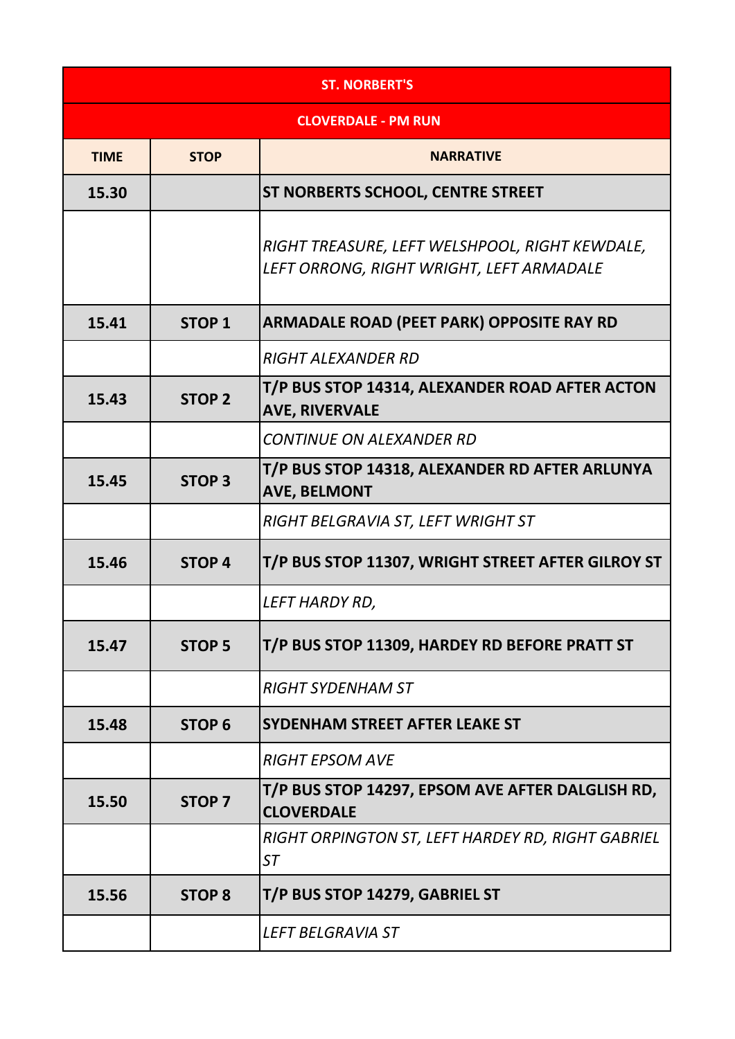| ST. NORBERT'S | | |
|---|---|---|
| **CLOVERDALE - PM RUN** | | |
| **TIME** | **STOP** | **NARRATIVE** |
| **15.30** | | **ST NORBERTS SCHOOL, CENTRE STREET** |
| | | *RIGHT TREASURE, LEFT WELSHPOOL, RIGHT KEWDALE, LEFT ORRONG, RIGHT WRIGHT, LEFT ARMADALE* |
| **15.41** | **STOP 1** | **ARMADALE ROAD (PEET PARK) OPPOSITE RAY RD** |
| | | *RIGHT ALEXANDER RD* |
| **15.43** | **STOP 2** | **T/P BUS STOP 14314, ALEXANDER ROAD AFTER ACTON AVE, RIVERVALE** |
| | | *CONTINUE ON ALEXANDER RD* |
| **15.45** | **STOP 3** | **T/P BUS STOP 14318, ALEXANDER RD AFTER ARLUNYA AVE, BELMONT** |
| | | *RIGHT BELGRAVIA ST, LEFT WRIGHT ST* |
| **15.46** | **STOP 4** | **T/P BUS STOP 11307, WRIGHT STREET AFTER GILROY ST** |
| | | *LEFT HARDY RD,* |
| **15.47** | **STOP 5** | **T/P BUS STOP 11309, HARDEY RD BEFORE PRATT ST** |
| | | *RIGHT SYDENHAM ST* |
| **15.48** | **STOP 6** | **SYDENHAM STREET AFTER LEAKE ST** |
| | | *RIGHT EPSOM AVE* |
| **15.50** | **STOP 7** | **T/P BUS STOP 14297, EPSOM AVE AFTER DALGLISH RD, CLOVERDALE** |
| | | *RIGHT ORPINGTON ST, LEFT HARDEY RD, RIGHT GABRIEL ST* |
| **15.56** | **STOP 8** | **T/P BUS STOP 14279, GABRIEL ST** |
| | | *LEFT BELGRAVIA ST* |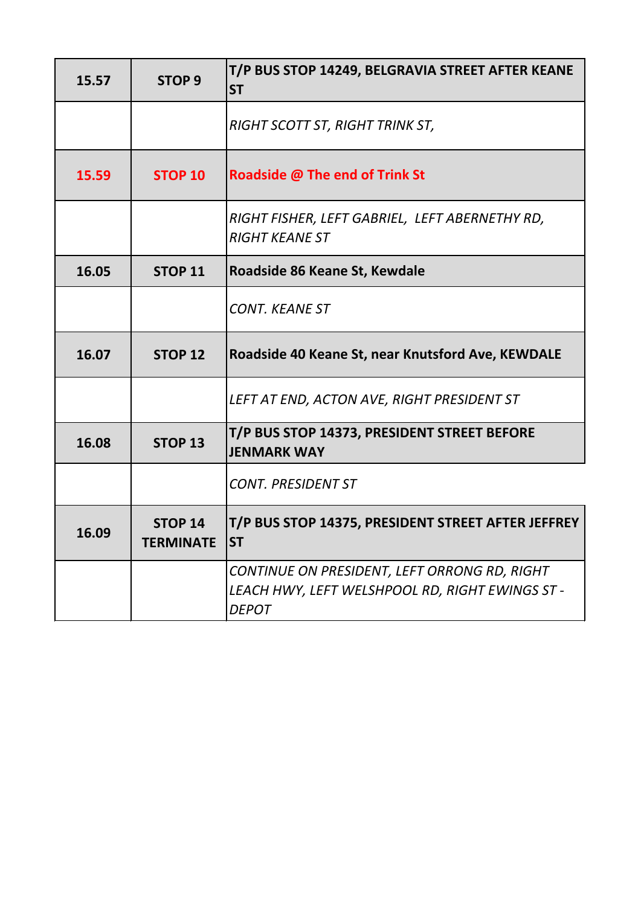| | | |
|---|---|---|
| **15.57** | **STOP 9** | **T/P BUS STOP 14249, BELGRAVIA STREET AFTER KEANE ST** |
| | | *RIGHT SCOTT ST, RIGHT TRINK ST,* |
| **15.59** | **STOP 10** | **Roadside @ The end of Trink St** |
| | | *RIGHT FISHER, LEFT GABRIEL, LEFT ABERNETHY RD, RIGHT KEANE ST* |
| **16.05** | **STOP 11** | **Roadside 86 Keane St, Kewdale** |
| | | *CONT. KEANE ST* |
| **16.07** | **STOP 12** | **Roadside 40 Keane St, near Knutsford Ave, KEWDALE** |
| | | *LEFT AT END, ACTON AVE, RIGHT PRESIDENT ST* |
| **16.08** | **STOP 13** | **T/P BUS STOP 14373, PRESIDENT STREET BEFORE JENMARK WAY** |
| | | *CONT. PRESIDENT ST* |
| **16.09** | **STOP 14 TERMINATE** | **T/P BUS STOP 14375, PRESIDENT STREET AFTER JEFFREY ST** |
| | | *CONTINUE ON PRESIDENT, LEFT ORRONG RD, RIGHT LEACH HWY, LEFT WELSHPOOL RD, RIGHT EWINGS ST - DEPOT* |